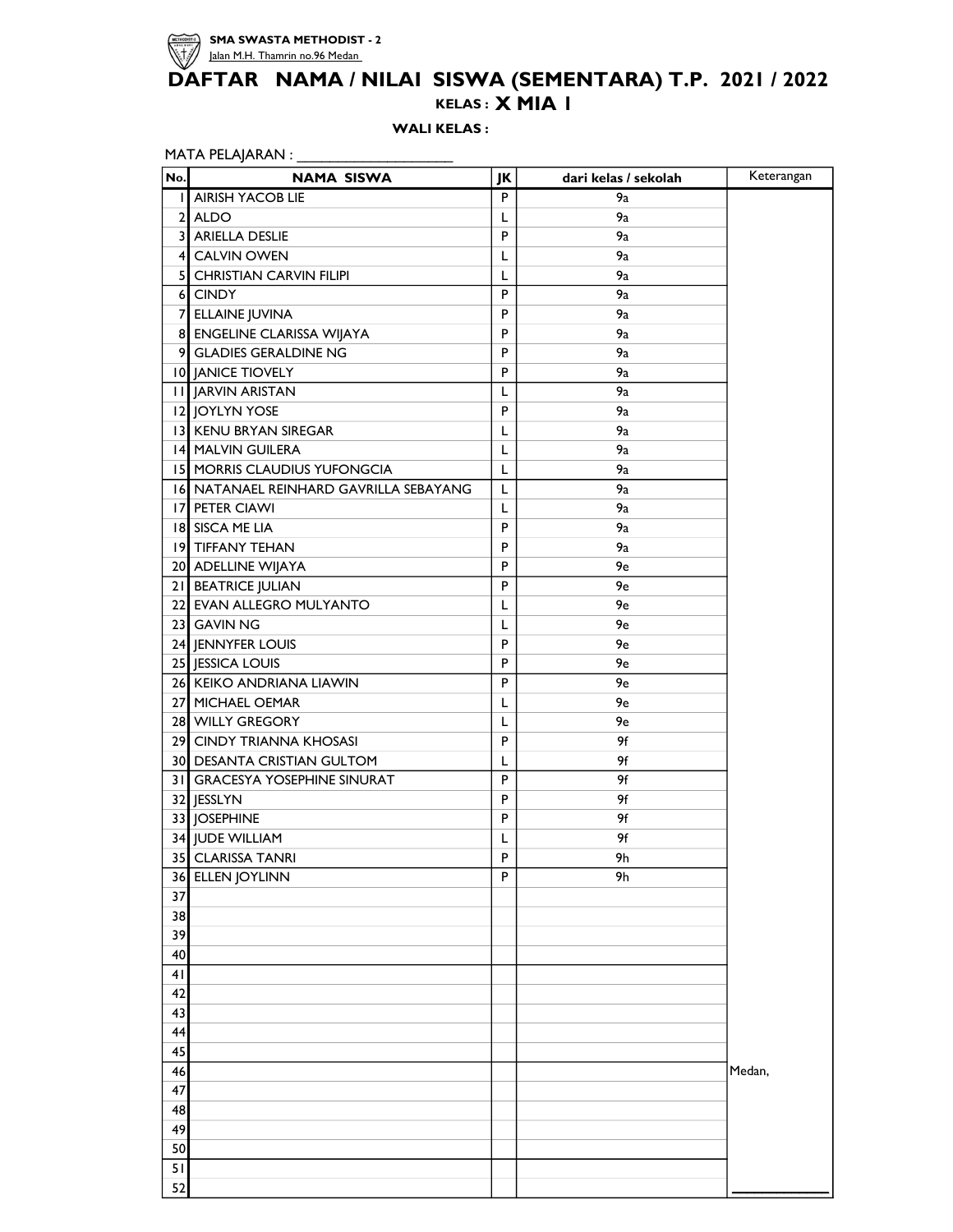**SMA SWASTA METHODIST - 2**
Jalan M.H. Thamrin no.96 Medan

# DAFTAR NAMA / NILAI SISWA (SEMENTARA) T.P. 2021 / 2022

**KELAS : X MIA 1**

**WALI KELAS :**

MATA PELAJARAN : ____________________

| No. | NAMA SISWA | JK | dari kelas / sekolah | Keterangan |
|---|---|---|---|---|
| 1 | AIRISH YACOB LIE | P | 9a | |
| 2 | ALDO | L | 9a | |
| 3 | ARIELLA DESLIE | P | 9a | |
| 4 | CALVIN OWEN | L | 9a | |
| 5 | CHRISTIAN CARVIN FILIPI | L | 9a | |
| 6 | CINDY | P | 9a | |
| 7 | ELLAINE JUVINA | P | 9a | |
| 8 | ENGELINE CLARISSA WIJAYA | P | 9a | |
| 9 | GLADIES GERALDINE NG | P | 9a | |
| 10 | JANICE TIOVELY | P | 9a | |
| 11 | JARVIN ARISTAN | L | 9a | |
| 12 | JOYLYN YOSE | P | 9a | |
| 13 | KENU BRYAN SIREGAR | L | 9a | |
| 14 | MALVIN GUILERA | L | 9a | |
| 15 | MORRIS CLAUDIUS YUFONGCIA | L | 9a | |
| 16 | NATANAEL REINHARD GAVRILLA SEBAYANG | L | 9a | |
| 17 | PETER CIAWI | L | 9a | |
| 18 | SISCA ME LIA | P | 9a | |
| 19 | TIFFANY TEHAN | P | 9a | |
| 20 | ADELLINE WIJAYA | P | 9e | |
| 21 | BEATRICE JULIAN | P | 9e | |
| 22 | EVAN ALLEGRO MULYANTO | L | 9e | |
| 23 | GAVIN NG | L | 9e | |
| 24 | JENNYFER LOUIS | P | 9e | |
| 25 | JESSICA LOUIS | P | 9e | |
| 26 | KEIKO ANDRIANA LIAWIN | P | 9e | |
| 27 | MICHAEL OEMAR | L | 9e | |
| 28 | WILLY GREGORY | L | 9e | |
| 29 | CINDY TRIANNA KHOSASI | P | 9f | |
| 30 | DESANTA CRISTIAN GULTOM | L | 9f | |
| 31 | GRACESYA YOSEPHINE SINURAT | P | 9f | |
| 32 | JESSLYN | P | 9f | |
| 33 | JOSEPHINE | P | 9f | |
| 34 | JUDE WILLIAM | L | 9f | |
| 35 | CLARISSA TANRI | P | 9h | |
| 36 | ELLEN JOYLINN | P | 9h | |
| 37 | | | | |
| 38 | | | | |
| 39 | | | | |
| 40 | | | | |
| 41 | | | | |
| 42 | | | | |
| 43 | | | | |
| 44 | | | | |
| 45 | | | | |
| 46 | | | | Medan, |
| 47 | | | | |
| 48 | | | | |
| 49 | | | | |
| 50 | | | | |
| 51 | | | | |
| 52 | | | | ____________ |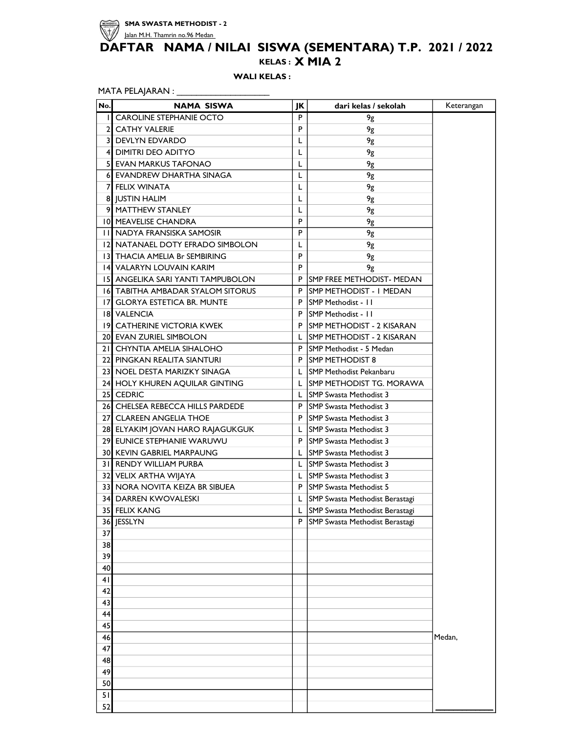**SMA SWASTA METHODIST - 2**

Jalan M.H. Thamrin no.96 Medan

# DAFTAR NAMA / NILAI SISWA (SEMENTARA) T.P. 2021 / 2022

**KELAS : X MIA 2**

**WALI KELAS :**

MATA PELAJARAN : ____________________

| No. | NAMA SISWA | JK | dari kelas / sekolah | Keterangan |
|---|---|---|---|---|
| 1 | CAROLINE STEPHANIE OCTO | P | 9g | |
| 2 | CATHY VALERIE | P | 9g | |
| 3 | DEVLYN EDVARDO | L | 9g | |
| 4 | DIMITRI DEO ADITYO | L | 9g | |
| 5 | EVAN MARKUS TAFONAO | L | 9g | |
| 6 | EVANDREW DHARTHA SINAGA | L | 9g | |
| 7 | FELIX WINATA | L | 9g | |
| 8 | JUSTIN HALIM | L | 9g | |
| 9 | MATTHEW STANLEY | L | 9g | |
| 10 | MEAVELISE CHANDRA | P | 9g | |
| 11 | NADYA FRANSISKA SAMOSIR | P | 9g | |
| 12 | NATANAEL DOTY EFRADO SIMBOLON | L | 9g | |
| 13 | THACIA AMELIA Br SEMBIRING | P | 9g | |
| 14 | VALARYN LOUVAIN KARIM | P | 9g | |
| 15 | ANGELIKA SARI YANTI TAMPUBOLON | P | SMP FREE METHODIST- MEDAN | |
| 16 | TABITHA AMBADAR SYALOM SITORUS | P | SMP METHODIST - 1 MEDAN | |
| 17 | GLORYA ESTETICA BR. MUNTE | P | SMP Methodist - 11 | |
| 18 | VALENCIA | P | SMP Methodist - 11 | |
| 19 | CATHERINE VICTORIA KWEK | P | SMP METHODIST - 2 KISARAN | |
| 20 | EVAN ZURIEL SIMBOLON | L | SMP METHODIST - 2 KISARAN | |
| 21 | CHYNTIA AMELIA SIHALOHO | P | SMP Methodist - 5 Medan | |
| 22 | PINGKAN REALITA SIANTURI | P | SMP METHODIST 8 | |
| 23 | NOEL DESTA MARIZKY SINAGA | L | SMP Methodist Pekanbaru | |
| 24 | HOLY KHUREN AQUILAR GINTING | L | SMP METHODIST TG. MORAWA | |
| 25 | CEDRIC | L | SMP Swasta Methodist 3 | |
| 26 | CHELSEA REBECCA HILLS PARDEDE | P | SMP Swasta Methodist 3 | |
| 27 | CLAREEN ANGELIA THOE | P | SMP Swasta Methodist 3 | |
| 28 | ELYAKIM JOVAN HARO RAJAGUKGUK | L | SMP Swasta Methodist 3 | |
| 29 | EUNICE STEPHANIE WARUWU | P | SMP Swasta Methodist 3 | |
| 30 | KEVIN GABRIEL MARPAUNG | L | SMP Swasta Methodist 3 | |
| 31 | RENDY WILLIAM PURBA | L | SMP Swasta Methodist 3 | |
| 32 | VELIX ARTHA WIJAYA | L | SMP Swasta Methodist 3 | |
| 33 | NORA NOVITA KEIZA BR SIBUEA | P | SMP Swasta Methodist 5 | |
| 34 | DARREN KWOVALESKI | L | SMP Swasta Methodist Berastagi | |
| 35 | FELIX KANG | L | SMP Swasta Methodist Berastagi | |
| 36 | JESSLYN | P | SMP Swasta Methodist Berastagi | |
| 37 | | | | |
| 38 | | | | |
| 39 | | | | |
| 40 | | | | |
| 41 | | | | |
| 42 | | | | |
| 43 | | | | |
| 44 | | | | |
| 45 | | | | |
| 46 | | | | Medan, |
| 47 | | | | |
| 48 | | | | |
| 49 | | | | |
| 50 | | | | |
| 51 | | | | |
| 52 | | | | ____________ |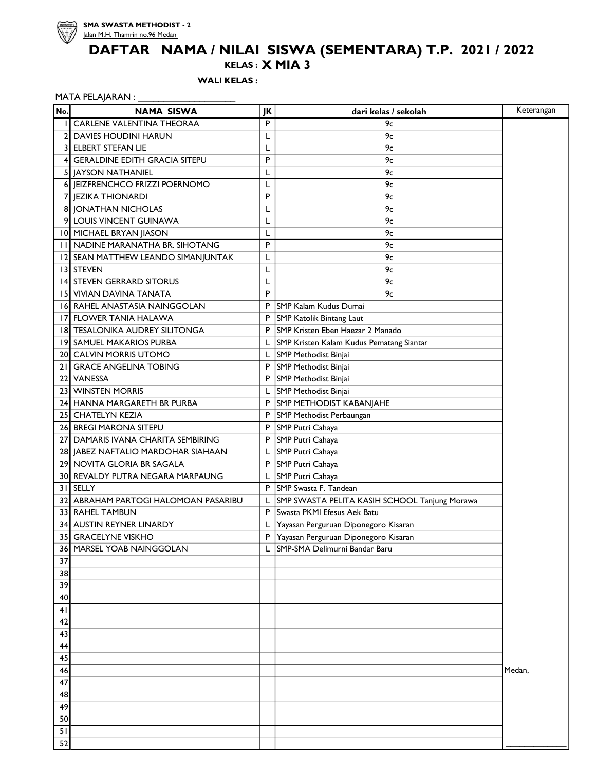SMA SWASTA METHODIST - 2
Jalan M.H. Thamrin no.96 Medan

# DAFTAR NAMA / NILAI SISWA (SEMENTARA) T.P. 2021 / 2022

**KELAS : X MIA 3**

**WALI KELAS :**

MATA PELAJARAN : ____________________

| No. | NAMA SISWA | JK | dari kelas / sekolah | Keterangan |
|---|---|---|---|---|
| 1 | CARLENE VALENTINA THEORAA | P | 9c | |
| 2 | DAVIES HOUDINI HARUN | L | 9c | |
| 3 | ELBERT STEFAN LIE | L | 9c | |
| 4 | GERALDINE EDITH GRACIA SITEPU | P | 9c | |
| 5 | JAYSON NATHANIEL | L | 9c | |
| 6 | JEIZFRENCHCO FRIZZI POERNOMO | L | 9c | |
| 7 | JEZIKA THIONARDI | P | 9c | |
| 8 | JONATHAN NICHOLAS | L | 9c | |
| 9 | LOUIS VINCENT GUINAWA | L | 9c | |
| 10 | MICHAEL BRYAN JIASON | L | 9c | |
| 11 | NADINE MARANATHA BR. SIHOTANG | P | 9c | |
| 12 | SEAN MATTHEW LEANDO SIMANJUNTAK | L | 9c | |
| 13 | STEVEN | L | 9c | |
| 14 | STEVEN GERRARD SITORUS | L | 9c | |
| 15 | VIVIAN DAVINA TANATA | P | 9c | |
| 16 | RAHEL ANASTASIA NAINGGOLAN | P | SMP Kalam Kudus Dumai | |
| 17 | FLOWER TANIA HALAWA | P | SMP Katolik Bintang Laut | |
| 18 | TESALONIKA AUDREY SILITONGA | P | SMP Kristen Eben Haezar 2 Manado | |
| 19 | SAMUEL MAKARIOS PURBA | L | SMP Kristen Kalam Kudus Pematang Siantar | |
| 20 | CALVIN MORRIS UTOMO | L | SMP Methodist Binjai | |
| 21 | GRACE ANGELINA TOBING | P | SMP Methodist Binjai | |
| 22 | VANESSA | P | SMP Methodist Binjai | |
| 23 | WINSTEN MORRIS | L | SMP Methodist Binjai | |
| 24 | HANNA MARGARETH BR PURBA | P | SMP METHODIST KABANJAHE | |
| 25 | CHATELYN KEZIA | P | SMP Methodist Perbaungan | |
| 26 | BREGI MARONA SITEPU | P | SMP Putri Cahaya | |
| 27 | DAMARIS IVANA CHARITA SEMBIRING | P | SMP Putri Cahaya | |
| 28 | JABEZ NAFTALIO MARDOHAR SIAHAAN | L | SMP Putri Cahaya | |
| 29 | NOVITA GLORIA BR SAGALA | P | SMP Putri Cahaya | |
| 30 | REVALDY PUTRA NEGARA MARPAUNG | L | SMP Putri Cahaya | |
| 31 | SELLY | P | SMP Swasta F. Tandean | |
| 32 | ABRAHAM PARTOGI HALOMOAN PASARIBU | L | SMP SWASTA PELITA KASIH SCHOOL Tanjung Morawa | |
| 33 | RAHEL TAMBUN | P | Swasta PKMI Efesus Aek Batu | |
| 34 | AUSTIN REYNER LINARDY | L | Yayasan Perguruan Diponegoro Kisaran | |
| 35 | GRACELYNE VISKHO | P | Yayasan Perguruan Diponegoro Kisaran | |
| 36 | MARSEL YOAB NAINGGOLAN | L | SMP-SMA Delimurni Bandar Baru | |
| 37 | | | | |
| 38 | | | | |
| 39 | | | | |
| 40 | | | | |
| 41 | | | | |
| 42 | | | | |
| 43 | | | | |
| 44 | | | | |
| 45 | | | | |
| 46 | | | | Medan, |
| 47 | | | | |
| 48 | | | | |
| 49 | | | | |
| 50 | | | | |
| 51 | | | | |
| 52 | | | | ____________ |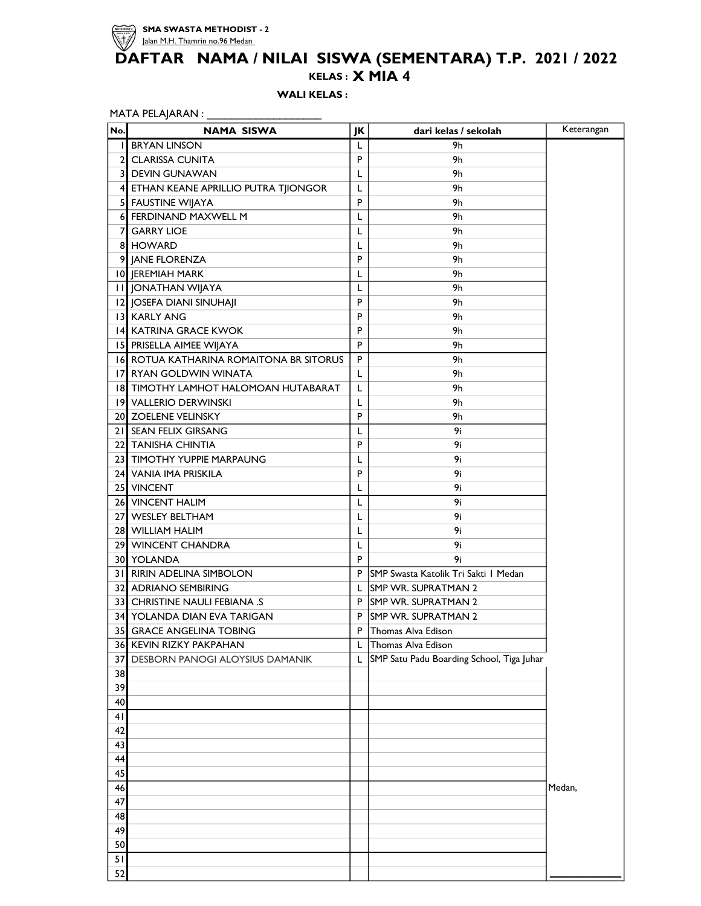**SMA SWASTA METHODIST - 2**
Jalan M.H. Thamrin no.96 Medan

# DAFTAR NAMA / NILAI SISWA (SEMENTARA) T.P. 2021 / 2022

**KELAS : X MIA 4**

**WALI KELAS :**

MATA PELAJARAN : ____________________

| No. | NAMA SISWA | JK | dari kelas / sekolah | Keterangan |
|---|---|---|---|---|
| 1 | BRYAN LINSON | L | 9h | |
| 2 | CLARISSA CUNITA | P | 9h | |
| 3 | DEVIN GUNAWAN | L | 9h | |
| 4 | ETHAN KEANE APRILLIO PUTRA TJIONGOR | L | 9h | |
| 5 | FAUSTINE WIJAYA | P | 9h | |
| 6 | FERDINAND MAXWELL M | L | 9h | |
| 7 | GARRY LIOE | L | 9h | |
| 8 | HOWARD | L | 9h | |
| 9 | JANE FLORENZA | P | 9h | |
| 10 | JEREMIAH MARK | L | 9h | |
| 11 | JONATHAN WIJAYA | L | 9h | |
| 12 | JOSEFA DIANI SINUHAJI | P | 9h | |
| 13 | KARLY ANG | P | 9h | |
| 14 | KATRINA GRACE KWOK | P | 9h | |
| 15 | PRISELLA AIMEE WIJAYA | P | 9h | |
| 16 | ROTUA KATHARINA ROMAITONA BR SITORUS | P | 9h | |
| 17 | RYAN GOLDWIN WINATA | L | 9h | |
| 18 | TIMOTHY LAMHOT HALOMOAN HUTABARAT | L | 9h | |
| 19 | VALLERIO DERWINSKI | L | 9h | |
| 20 | ZOELENE VELINSKY | P | 9h | |
| 21 | SEAN FELIX GIRSANG | L | 9i | |
| 22 | TANISHA CHINTIA | P | 9i | |
| 23 | TIMOTHY YUPPIE MARPAUNG | L | 9i | |
| 24 | VANIA IMA PRISKILA | P | 9i | |
| 25 | VINCENT | L | 9i | |
| 26 | VINCENT HALIM | L | 9i | |
| 27 | WESLEY BELTHAM | L | 9i | |
| 28 | WILLIAM HALIM | L | 9i | |
| 29 | WINCENT CHANDRA | L | 9i | |
| 30 | YOLANDA | P | 9i | |
| 31 | RIRIN ADELINA SIMBOLON | P | SMP Swasta Katolik Tri Sakti 1 Medan | |
| 32 | ADRIANO SEMBIRING | L | SMP WR. SUPRATMAN 2 | |
| 33 | CHRISTINE NAULI FEBIANA .S | P | SMP WR. SUPRATMAN 2 | |
| 34 | YOLANDA DIAN EVA TARIGAN | P | SMP WR. SUPRATMAN 2 | |
| 35 | GRACE ANGELINA TOBING | P | Thomas Alva Edison | |
| 36 | KEVIN RIZKY PAKPAHAN | L | Thomas Alva Edison | |
| 37 | DESBORN PANOGI ALOYSIUS DAMANIK | L | SMP Satu Padu Boarding School, Tiga Juhar | |
| 38 | | | | |
| 39 | | | | |
| 40 | | | | |
| 41 | | | | |
| 42 | | | | |
| 43 | | | | |
| 44 | | | | |
| 45 | | | | |
| 46 | | | | Medan, |
| 47 | | | | |
| 48 | | | | |
| 49 | | | | |
| 50 | | | | |
| 51 | | | | |
| 52 | | | | ______________ |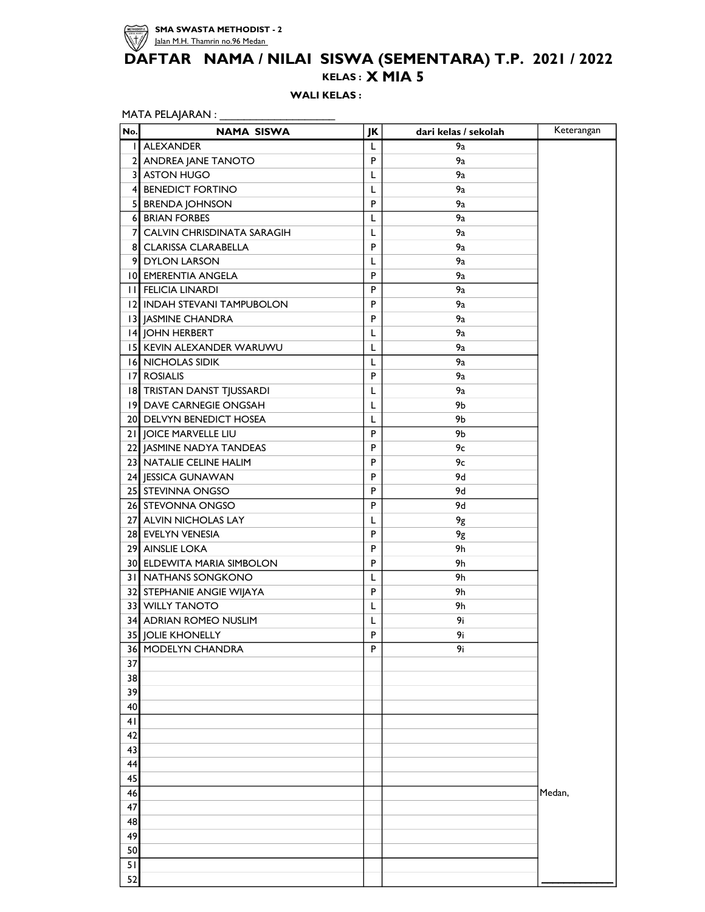**SMA SWASTA METHODIST - 2**
Jalan M.H. Thamrin no.96 Medan

# DAFTAR NAMA / NILAI SISWA (SEMENTARA) T.P. 2021 / 2022

**KELAS : X MIA 5**

**WALI KELAS :**

MATA PELAJARAN : ____________________

| No. | NAMA SISWA | JK | dari kelas / sekolah | Keterangan |
|---|---|---|---|---|
| 1 | ALEXANDER | L | 9a | |
| 2 | ANDREA JANE TANOTO | P | 9a | |
| 3 | ASTON HUGO | L | 9a | |
| 4 | BENEDICT FORTINO | L | 9a | |
| 5 | BRENDA JOHNSON | P | 9a | |
| 6 | BRIAN FORBES | L | 9a | |
| 7 | CALVIN CHRISDINATA SARAGIH | L | 9a | |
| 8 | CLARISSA CLARABELLA | P | 9a | |
| 9 | DYLON LARSON | L | 9a | |
| 10 | EMERENTIA ANGELA | P | 9a | |
| 11 | FELICIA LINARDI | P | 9a | |
| 12 | INDAH STEVANI TAMPUBOLON | P | 9a | |
| 13 | JASMINE CHANDRA | P | 9a | |
| 14 | JOHN HERBERT | L | 9a | |
| 15 | KEVIN ALEXANDER WARUWU | L | 9a | |
| 16 | NICHOLAS SIDIK | L | 9a | |
| 17 | ROSIALIS | P | 9a | |
| 18 | TRISTAN DANST TJUSSARDI | L | 9a | |
| 19 | DAVE CARNEGIE ONGSAH | L | 9b | |
| 20 | DELVYN BENEDICT HOSEA | L | 9b | |
| 21 | JOICE MARVELLE LIU | P | 9b | |
| 22 | JASMINE NADYA TANDEAS | P | 9c | |
| 23 | NATALIE CELINE HALIM | P | 9c | |
| 24 | JESSICA GUNAWAN | P | 9d | |
| 25 | STEVINNA ONGSO | P | 9d | |
| 26 | STEVONNA ONGSO | P | 9d | |
| 27 | ALVIN NICHOLAS LAY | L | 9g | |
| 28 | EVELYN VENESIA | P | 9g | |
| 29 | AINSLIE LOKA | P | 9h | |
| 30 | ELDEWITA MARIA SIMBOLON | P | 9h | |
| 31 | NATHANS SONGKONO | L | 9h | |
| 32 | STEPHANIE ANGIE WIJAYA | P | 9h | |
| 33 | WILLY TANOTO | L | 9h | |
| 34 | ADRIAN ROMEO NUSLIM | L | 9i | |
| 35 | JOLIE KHONELLY | P | 9i | |
| 36 | MODELYN CHANDRA | P | 9i | |
| 37 | | | | |
| 38 | | | | |
| 39 | | | | |
| 40 | | | | |
| 41 | | | | |
| 42 | | | | |
| 43 | | | | |
| 44 | | | | |
| 45 | | | | |
| 46 | | | | Medan, |
| 47 | | | | |
| 48 | | | | |
| 49 | | | | |
| 50 | | | | |
| 51 | | | | |
| 52 | | | | ____________ |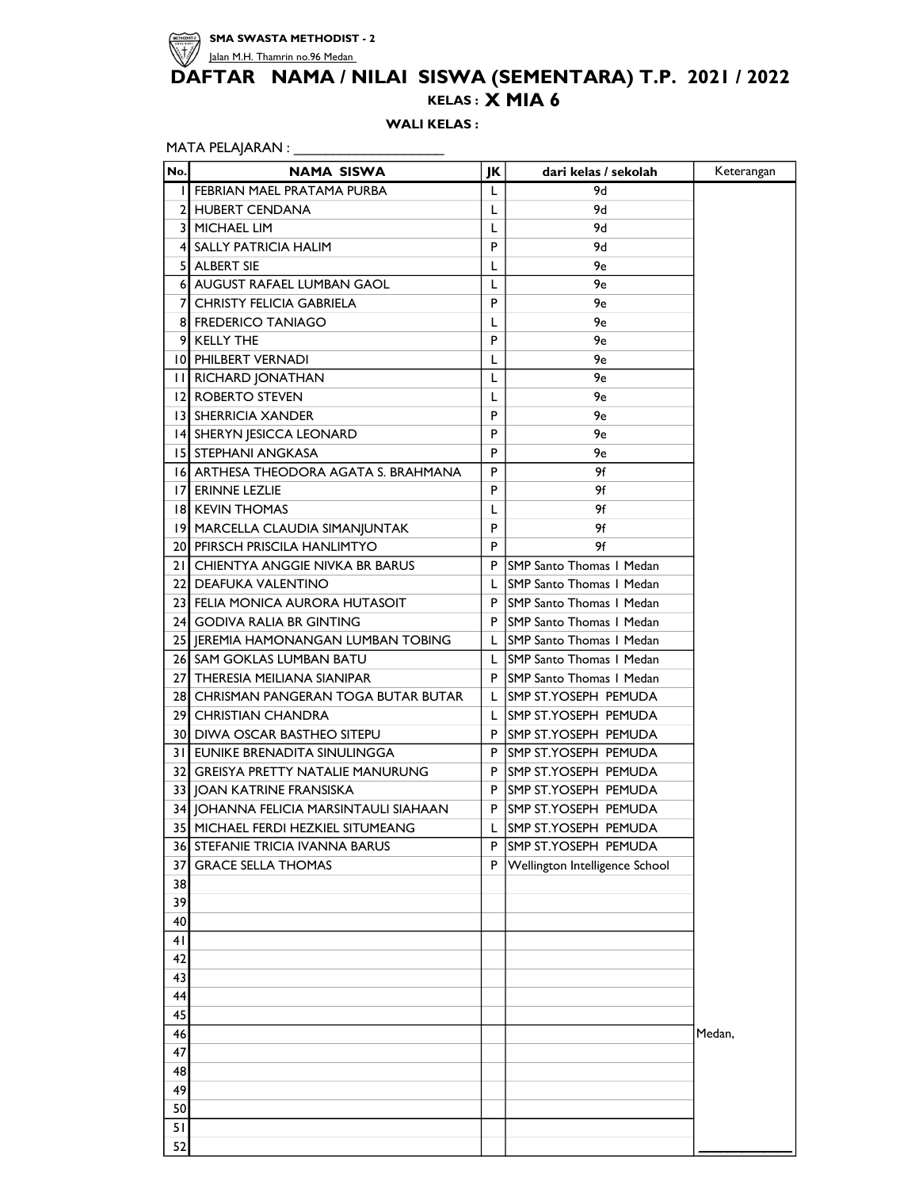**SMA SWASTA METHODIST - 2**

Jalan M.H. Thamrin no.96 Medan

# DAFTAR NAMA / NILAI SISWA (SEMENTARA) T.P. 2021 / 2022

**KELAS : X MIA 6**

**WALI KELAS :**

MATA PELAJARAN : ____________________

| No. | NAMA SISWA | JK | dari kelas / sekolah | Keterangan |
|---|---|---|---|---|
| 1 | FEBRIAN MAEL PRATAMA PURBA | L | 9d | |
| 2 | HUBERT CENDANA | L | 9d | |
| 3 | MICHAEL LIM | L | 9d | |
| 4 | SALLY PATRICIA HALIM | P | 9d | |
| 5 | ALBERT SIE | L | 9e | |
| 6 | AUGUST RAFAEL LUMBAN GAOL | L | 9e | |
| 7 | CHRISTY FELICIA GABRIELA | P | 9e | |
| 8 | FREDERICO TANIAGO | L | 9e | |
| 9 | KELLY THE | P | 9e | |
| 10 | PHILBERT VERNADI | L | 9e | |
| 11 | RICHARD JONATHAN | L | 9e | |
| 12 | ROBERTO STEVEN | L | 9e | |
| 13 | SHERRICIA XANDER | P | 9e | |
| 14 | SHERYN JESICCA LEONARD | P | 9e | |
| 15 | STEPHANI ANGKASA | P | 9e | |
| 16 | ARTHESA THEODORA AGATA S. BRAHMANA | P | 9f | |
| 17 | ERINNE LEZLIE | P | 9f | |
| 18 | KEVIN THOMAS | L | 9f | |
| 19 | MARCELLA CLAUDIA SIMANJUNTAK | P | 9f | |
| 20 | PFIRSCH PRISCILA HANLIMTYO | P | 9f | |
| 21 | CHIENTYA ANGGIE NIVKA BR BARUS | P | SMP Santo Thomas 1 Medan | |
| 22 | DEAFUKA VALENTINO | L | SMP Santo Thomas 1 Medan | |
| 23 | FELIA MONICA AURORA HUTASOIT | P | SMP Santo Thomas 1 Medan | |
| 24 | GODIVA RALIA BR GINTING | P | SMP Santo Thomas 1 Medan | |
| 25 | JEREMIA HAMONANGAN LUMBAN TOBING | L | SMP Santo Thomas 1 Medan | |
| 26 | SAM GOKLAS LUMBAN BATU | L | SMP Santo Thomas 1 Medan | |
| 27 | THERESIA MEILIANA SIANIPAR | P | SMP Santo Thomas 1 Medan | |
| 28 | CHRISMAN PANGERAN TOGA BUTAR BUTAR | L | SMP ST.YOSEPH PEMUDA | |
| 29 | CHRISTIAN CHANDRA | L | SMP ST.YOSEPH PEMUDA | |
| 30 | DIWA OSCAR BASTHEO SITEPU | P | SMP ST.YOSEPH PEMUDA | |
| 31 | EUNIKE BRENADITA SINULINGGA | P | SMP ST.YOSEPH PEMUDA | |
| 32 | GREISYA PRETTY NATALIE MANURUNG | P | SMP ST.YOSEPH PEMUDA | |
| 33 | JOAN KATRINE FRANSISKA | P | SMP ST.YOSEPH PEMUDA | |
| 34 | JOHANNA FELICIA MARSINTAULI SIAHAAN | P | SMP ST.YOSEPH PEMUDA | |
| 35 | MICHAEL FERDI HEZKIEL SITUMEANG | L | SMP ST.YOSEPH PEMUDA | |
| 36 | STEFANIE TRICIA IVANNA BARUS | P | SMP ST.YOSEPH PEMUDA | |
| 37 | GRACE SELLA THOMAS | P | Wellington Intelligence School | |
| 38 | | | | |
| 39 | | | | |
| 40 | | | | |
| 41 | | | | |
| 42 | | | | |
| 43 | | | | |
| 44 | | | | |
| 45 | | | | |
| 46 | | | | Medan, |
| 47 | | | | |
| 48 | | | | |
| 49 | | | | |
| 50 | | | | |
| 51 | | | | |
| 52 | | | | ______________ |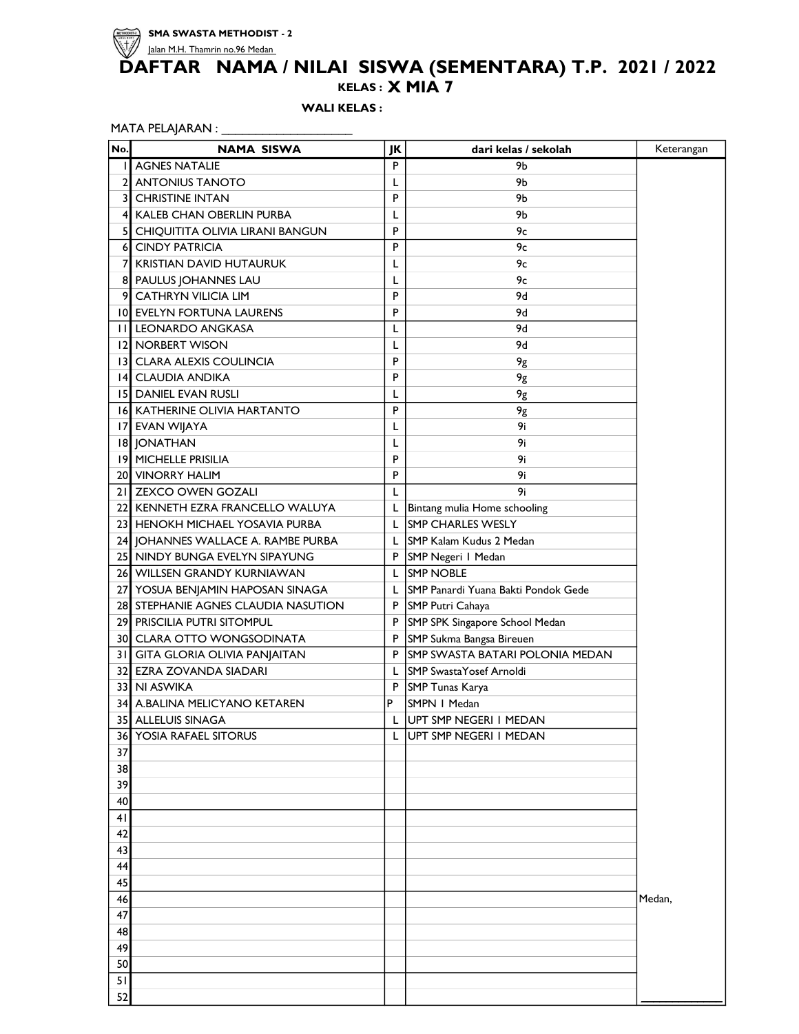**SMA SWASTA METHODIST - 2**

Jalan M.H. Thamrin no.96 Medan

# DAFTAR NAMA / NILAI SISWA (SEMENTARA) T.P. 2021 / 2022

**KELAS : X MIA 7**

**WALI KELAS :**

MATA PELAJARAN : ____________________

| No. | NAMA SISWA | JK | dari kelas / sekolah | Keterangan |
|---|---|---|---|---|
| 1 | AGNES NATALIE | P | 9b | |
| 2 | ANTONIUS TANOTO | L | 9b | |
| 3 | CHRISTINE INTAN | P | 9b | |
| 4 | KALEB CHAN OBERLIN PURBA | L | 9b | |
| 5 | CHIQUITITA OLIVIA LIRANI BANGUN | P | 9c | |
| 6 | CINDY PATRICIA | P | 9c | |
| 7 | KRISTIAN DAVID HUTAURUK | L | 9c | |
| 8 | PAULUS JOHANNES LAU | L | 9c | |
| 9 | CATHRYN VILICIA LIM | P | 9d | |
| 10 | EVELYN FORTUNA LAURENS | P | 9d | |
| 11 | LEONARDO ANGKASA | L | 9d | |
| 12 | NORBERT WISON | L | 9d | |
| 13 | CLARA ALEXIS COULINCIA | P | 9g | |
| 14 | CLAUDIA ANDIKA | P | 9g | |
| 15 | DANIEL EVAN RUSLI | L | 9g | |
| 16 | KATHERINE OLIVIA HARTANTO | P | 9g | |
| 17 | EVAN WIJAYA | L | 9i | |
| 18 | JONATHAN | L | 9i | |
| 19 | MICHELLE PRISILIA | P | 9i | |
| 20 | VINORRY HALIM | P | 9i | |
| 21 | ZEXCO OWEN GOZALI | L | 9i | |
| 22 | KENNETH EZRA FRANCELLO WALUYA | L | Bintang mulia Home schooling | |
| 23 | HENOKH MICHAEL YOSAVIA PURBA | L | SMP CHARLES WESLY | |
| 24 | JOHANNES WALLACE A. RAMBE PURBA | L | SMP Kalam Kudus 2 Medan | |
| 25 | NINDY BUNGA EVELYN SIPAYUNG | P | SMP Negeri 1 Medan | |
| 26 | WILLSEN GRANDY KURNIAWAN | L | SMP NOBLE | |
| 27 | YOSUA BENJAMIN HAPOSAN SINAGA | L | SMP Panardi Yuana Bakti Pondok Gede | |
| 28 | STEPHANIE AGNES CLAUDIA NASUTION | P | SMP Putri Cahaya | |
| 29 | PRISCILIA PUTRI SITOMPUL | P | SMP SPK Singapore School Medan | |
| 30 | CLARA OTTO WONGSODINATA | P | SMP Sukma Bangsa Bireuen | |
| 31 | GITA GLORIA OLIVIA PANJAITAN | P | SMP SWASTA BATARI POLONIA MEDAN | |
| 32 | EZRA ZOVANDA SIADARI | L | SMP SwastaYosef Arnoldi | |
| 33 | NI ASWIKA | P | SMP Tunas Karya | |
| 34 | A.BALINA MELICYANO KETAREN | P | SMPN 1 Medan | |
| 35 | ALLELUIS SINAGA | L | UPT SMP NEGERI 1 MEDAN | |
| 36 | YOSIA RAFAEL SITORUS | L | UPT SMP NEGERI 1 MEDAN | |
| 37 | | | | |
| 38 | | | | |
| 39 | | | | |
| 40 | | | | |
| 41 | | | | |
| 42 | | | | |
| 43 | | | | |
| 44 | | | | |
| 45 | | | | |
| 46 | | | | Medan, |
| 47 | | | | |
| 48 | | | | |
| 49 | | | | |
| 50 | | | | |
| 51 | | | | |
| 52 | | | | ____________ |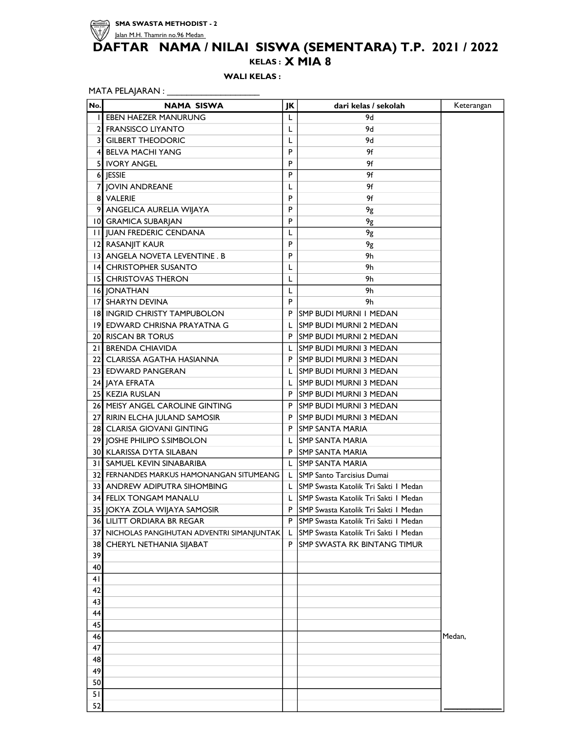**SMA SWASTA METHODIST - 2**
Jalan M.H. Thamrin no.96 Medan

# DAFTAR NAMA / NILAI SISWA (SEMENTARA) T.P. 2021 / 2022

**KELAS : X MIA 8**

**WALI KELAS :**

MATA PELAJARAN : ____________________

| No. | NAMA SISWA | JK | dari kelas / sekolah | Keterangan |
|---|---|---|---|---|
| 1 | EBEN HAEZER MANURUNG | L | 9d | |
| 2 | FRANSISCO LIYANTO | L | 9d | |
| 3 | GILBERT THEODORIC | L | 9d | |
| 4 | BELVA MACHI YANG | P | 9f | |
| 5 | IVORY ANGEL | P | 9f | |
| 6 | JESSIE | P | 9f | |
| 7 | JOVIN ANDREANE | L | 9f | |
| 8 | VALERIE | P | 9f | |
| 9 | ANGELICA AURELIA WIJAYA | P | 9g | |
| 10 | GRAMICA SUBARJAN | P | 9g | |
| 11 | JUAN FREDERIC CENDANA | L | 9g | |
| 12 | RASANJIT KAUR | P | 9g | |
| 13 | ANGELA NOVETA LEVENTINE . B | P | 9h | |
| 14 | CHRISTOPHER SUSANTO | L | 9h | |
| 15 | CHRISTOVAS THERON | L | 9h | |
| 16 | JONATHAN | L | 9h | |
| 17 | SHARYN DEVINA | P | 9h | |
| 18 | INGRID CHRISTY TAMPUBOLON | P | SMP BUDI MURNI 1 MEDAN | |
| 19 | EDWARD CHRISNA PRAYATNA G | L | SMP BUDI MURNI 2 MEDAN | |
| 20 | RISCAN BR TORUS | P | SMP BUDI MURNI 2 MEDAN | |
| 21 | BRENDA CHIAVIDA | L | SMP BUDI MURNI 3 MEDAN | |
| 22 | CLARISSA AGATHA HASIANNA | P | SMP BUDI MURNI 3 MEDAN | |
| 23 | EDWARD PANGERAN | L | SMP BUDI MURNI 3 MEDAN | |
| 24 | JAYA EFRATA | L | SMP BUDI MURNI 3 MEDAN | |
| 25 | KEZIA RUSLAN | P | SMP BUDI MURNI 3 MEDAN | |
| 26 | MEISY ANGEL CAROLINE GINTING | P | SMP BUDI MURNI 3 MEDAN | |
| 27 | RIRIN ELCHA JULAND SAMOSIR | P | SMP BUDI MURNI 3 MEDAN | |
| 28 | CLARISA GIOVANI GINTING | P | SMP SANTA MARIA | |
| 29 | JOSHE PHILIPO S.SIMBOLON | L | SMP SANTA MARIA | |
| 30 | KLARISSA DYTA SILABAN | P | SMP SANTA MARIA | |
| 31 | SAMUEL KEVIN SINABARIBA | L | SMP SANTA MARIA | |
| 32 | FERNANDES MARKUS HAMONANGAN SITUMEANG | L | SMP Santo Tarcisius Dumai | |
| 33 | ANDREW ADIPUTRA SIHOMBING | L | SMP Swasta Katolik Tri Sakti 1 Medan | |
| 34 | FELIX TONGAM MANALU | L | SMP Swasta Katolik Tri Sakti 1 Medan | |
| 35 | JOKYA ZOLA WIJAYA SAMOSIR | P | SMP Swasta Katolik Tri Sakti 1 Medan | |
| 36 | LILITT ORDIARA BR REGAR | P | SMP Swasta Katolik Tri Sakti 1 Medan | |
| 37 | NICHOLAS PANGIHUTAN ADVENTRI SIMANJUNTAK | L | SMP Swasta Katolik Tri Sakti 1 Medan | |
| 38 | CHERYL NETHANIA SIJABAT | P | SMP SWASTA RK BINTANG TIMUR | |
| 39 | | | | |
| 40 | | | | |
| 41 | | | | |
| 42 | | | | |
| 43 | | | | |
| 44 | | | | |
| 45 | | | | |
| 46 | | | | Medan, |
| 47 | | | | |
| 48 | | | | |
| 49 | | | | |
| 50 | | | | |
| 51 | | | | |
| 52 | | | | ____________ |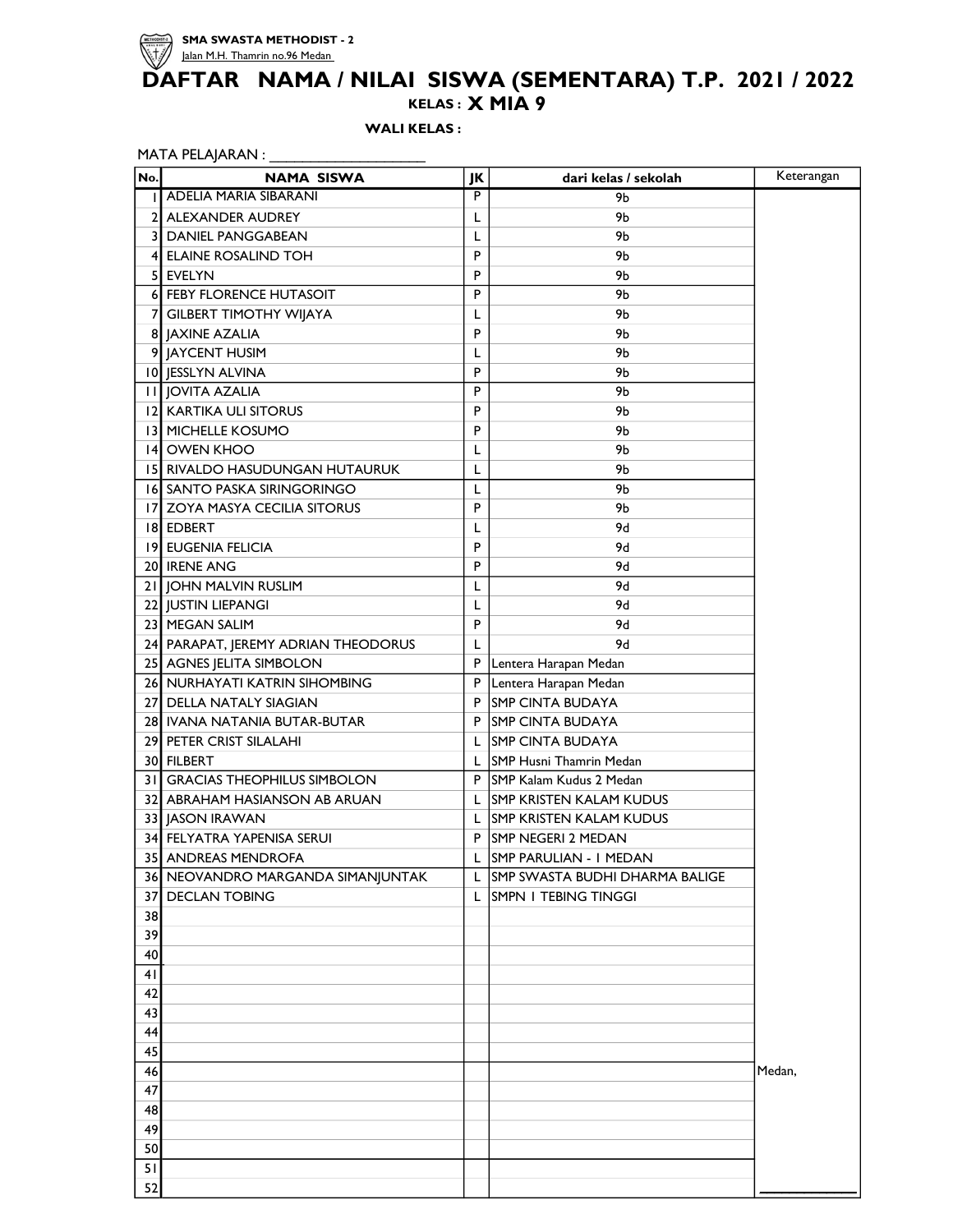**SMA SWASTA METHODIST - 2**
Jalan M.H. Thamrin no.96 Medan

# DAFTAR NAMA / NILAI SISWA (SEMENTARA) T.P. 2021 / 2022

**KELAS : X MIA 9**

**WALI KELAS :**

MATA PELAJARAN : ____________________

| No. | NAMA SISWA | JK | dari kelas / sekolah | Keterangan |
|---|---|---|---|---|
| 1 | ADELIA MARIA SIBARANI | P | 9b | |
| 2 | ALEXANDER AUDREY | L | 9b | |
| 3 | DANIEL PANGGABEAN | L | 9b | |
| 4 | ELAINE ROSALIND TOH | P | 9b | |
| 5 | EVELYN | P | 9b | |
| 6 | FEBY FLORENCE HUTASOIT | P | 9b | |
| 7 | GILBERT TIMOTHY WIJAYA | L | 9b | |
| 8 | JAXINE AZALIA | P | 9b | |
| 9 | JAYCENT HUSIM | L | 9b | |
| 10 | JESSLYN ALVINA | P | 9b | |
| 11 | JOVITA AZALIA | P | 9b | |
| 12 | KARTIKA ULI SITORUS | P | 9b | |
| 13 | MICHELLE KOSUMO | P | 9b | |
| 14 | OWEN KHOO | L | 9b | |
| 15 | RIVALDO HASUDUNGAN HUTAURUK | L | 9b | |
| 16 | SANTO PASKA SIRINGORINGO | L | 9b | |
| 17 | ZOYA MASYA CECILIA SITORUS | P | 9b | |
| 18 | EDBERT | L | 9d | |
| 19 | EUGENIA FELICIA | P | 9d | |
| 20 | IRENE ANG | P | 9d | |
| 21 | JOHN MALVIN RUSLIM | L | 9d | |
| 22 | JUSTIN LIEPANGI | L | 9d | |
| 23 | MEGAN SALIM | P | 9d | |
| 24 | PARAPAT, JEREMY ADRIAN THEODORUS | L | 9d | |
| 25 | AGNES JELITA SIMBOLON | P | Lentera Harapan Medan | |
| 26 | NURHAYATI KATRIN SIHOMBING | P | Lentera Harapan Medan | |
| 27 | DELLA NATALY SIAGIAN | P | SMP CINTA BUDAYA | |
| 28 | IVANA NATANIA BUTAR-BUTAR | P | SMP CINTA BUDAYA | |
| 29 | PETER CRIST SILALAHI | L | SMP CINTA BUDAYA | |
| 30 | FILBERT | L | SMP Husni Thamrin Medan | |
| 31 | GRACIAS THEOPHILUS SIMBOLON | P | SMP Kalam Kudus 2 Medan | |
| 32 | ABRAHAM HASIANSON AB ARUAN | L | SMP KRISTEN KALAM KUDUS | |
| 33 | JASON IRAWAN | L | SMP KRISTEN KALAM KUDUS | |
| 34 | FELYATRA YAPENISA SERUI | P | SMP NEGERI 2 MEDAN | |
| 35 | ANDREAS MENDROFA | L | SMP PARULIAN - 1 MEDAN | |
| 36 | NEOVANDRO MARGANDA SIMANJUNTAK | L | SMP SWASTA BUDHI DHARMA BALIGE | |
| 37 | DECLAN TOBING | L | SMPN 1 TEBING TINGGI | |
| 38 | | | | |
| 39 | | | | |
| 40 | | | | |
| 41 | | | | |
| 42 | | | | |
| 43 | | | | |
| 44 | | | | |
| 45 | | | | |
| 46 | | | | Medan, |
| 47 | | | | |
| 48 | | | | |
| 49 | | | | |
| 50 | | | | |
| 51 | | | | |
| 52 | | | | ____________ |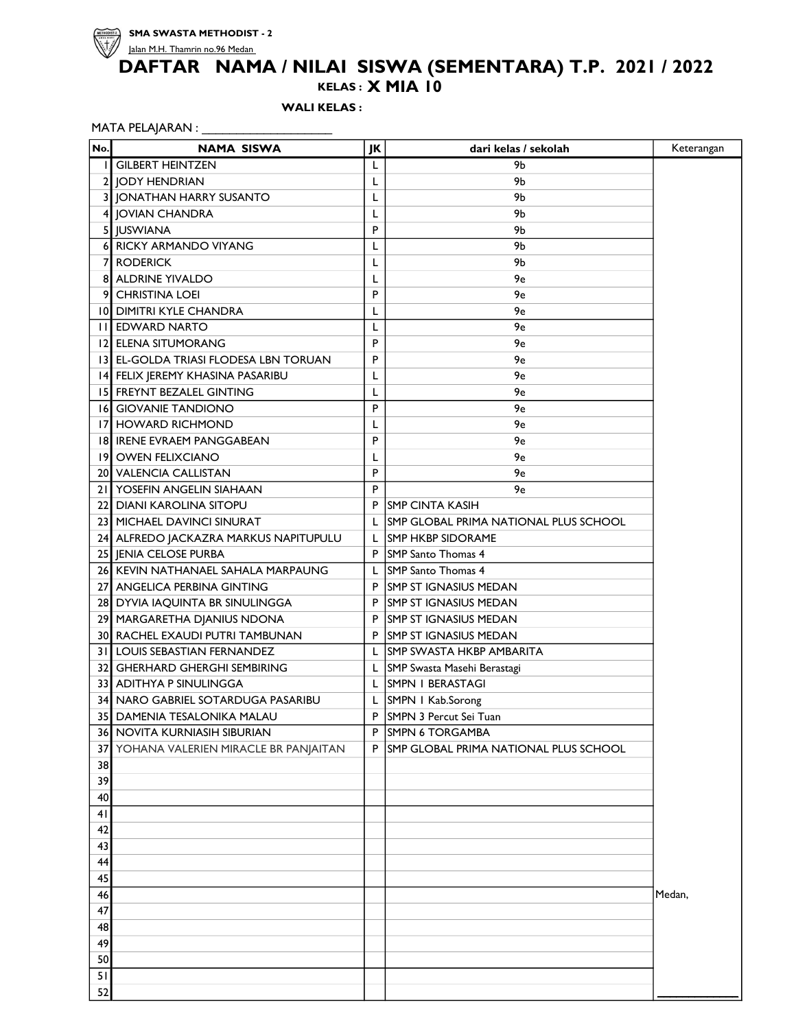**SMA SWASTA METHODIST - 2**

Jalan M.H. Thamrin no.96 Medan

# DAFTAR NAMA / NILAI SISWA (SEMENTARA) T.P. 2021 / 2022

**KELAS : X MIA 10**

**WALI KELAS :**

MATA PELAJARAN : ____________________

| No. | NAMA SISWA | JK | dari kelas / sekolah | Keterangan |
|---|---|---|---|---|
| 1 | GILBERT HEINTZEN | L | 9b | |
| 2 | JODY HENDRIAN | L | 9b | |
| 3 | JONATHAN HARRY SUSANTO | L | 9b | |
| 4 | JOVIAN CHANDRA | L | 9b | |
| 5 | JUSWIANA | P | 9b | |
| 6 | RICKY ARMANDO VIYANG | L | 9b | |
| 7 | RODERICK | L | 9b | |
| 8 | ALDRINE YIVALDO | L | 9e | |
| 9 | CHRISTINA LOEI | P | 9e | |
| 10 | DIMITRI KYLE CHANDRA | L | 9e | |
| 11 | EDWARD NARTO | L | 9e | |
| 12 | ELENA SITUMORANG | P | 9e | |
| 13 | EL-GOLDA TRIASI FLODESA LBN TORUAN | P | 9e | |
| 14 | FELIX JEREMY KHASINA PASARIBU | L | 9e | |
| 15 | FREYNT BEZALEL GINTING | L | 9e | |
| 16 | GIOVANIE TANDIONO | P | 9e | |
| 17 | HOWARD RICHMOND | L | 9e | |
| 18 | IRENE EVRAEM PANGGABEAN | P | 9e | |
| 19 | OWEN FELIXCIANO | L | 9e | |
| 20 | VALENCIA CALLISTAN | P | 9e | |
| 21 | YOSEFIN ANGELIN SIAHAAN | P | 9e | |
| 22 | DIANI KAROLINA SITOPU | P | SMP CINTA KASIH | |
| 23 | MICHAEL DAVINCI SINURAT | L | SMP GLOBAL PRIMA NATIONAL PLUS SCHOOL | |
| 24 | ALFREDO JACKAZRA MARKUS NAPITUPULU | L | SMP HKBP SIDORAME | |
| 25 | JENIA CELOSE PURBA | P | SMP Santo Thomas 4 | |
| 26 | KEVIN NATHANAEL SAHALA MARPAUNG | L | SMP Santo Thomas 4 | |
| 27 | ANGELICA PERBINA GINTING | P | SMP ST IGNASIUS MEDAN | |
| 28 | DYVIA IAQUINTA BR SINULINGGA | P | SMP ST IGNASIUS MEDAN | |
| 29 | MARGARETHA DJANIUS NDONA | P | SMP ST IGNASIUS MEDAN | |
| 30 | RACHEL EXAUDI PUTRI TAMBUNAN | P | SMP ST IGNASIUS MEDAN | |
| 31 | LOUIS SEBASTIAN FERNANDEZ | L | SMP SWASTA HKBP AMBARITA | |
| 32 | GHERHARD GHERGHI SEMBIRING | L | SMP Swasta Masehi Berastagi | |
| 33 | ADITHYA P SINULINGGA | L | SMPN 1 BERASTAGI | |
| 34 | NARO GABRIEL SOTARDUGA PASARIBU | L | SMPN 1 Kab.Sorong | |
| 35 | DAMENIA TESALONIKA MALAU | P | SMPN 3 Percut Sei Tuan | |
| 36 | NOVITA KURNIASIH SIBURIAN | P | SMPN 6 TORGAMBA | |
| 37 | YOHANA VALERIEN MIRACLE BR PANJAITAN | P | SMP GLOBAL PRIMA NATIONAL PLUS SCHOOL | |
| 38 | | | | |
| 39 | | | | |
| 40 | | | | |
| 41 | | | | |
| 42 | | | | |
| 43 | | | | |
| 44 | | | | |
| 45 | | | | |
| 46 | | | | Medan, |
| 47 | | | | |
| 48 | | | | |
| 49 | | | | |
| 50 | | | | |
| 51 | | | | |
| 52 | | | | ____________ |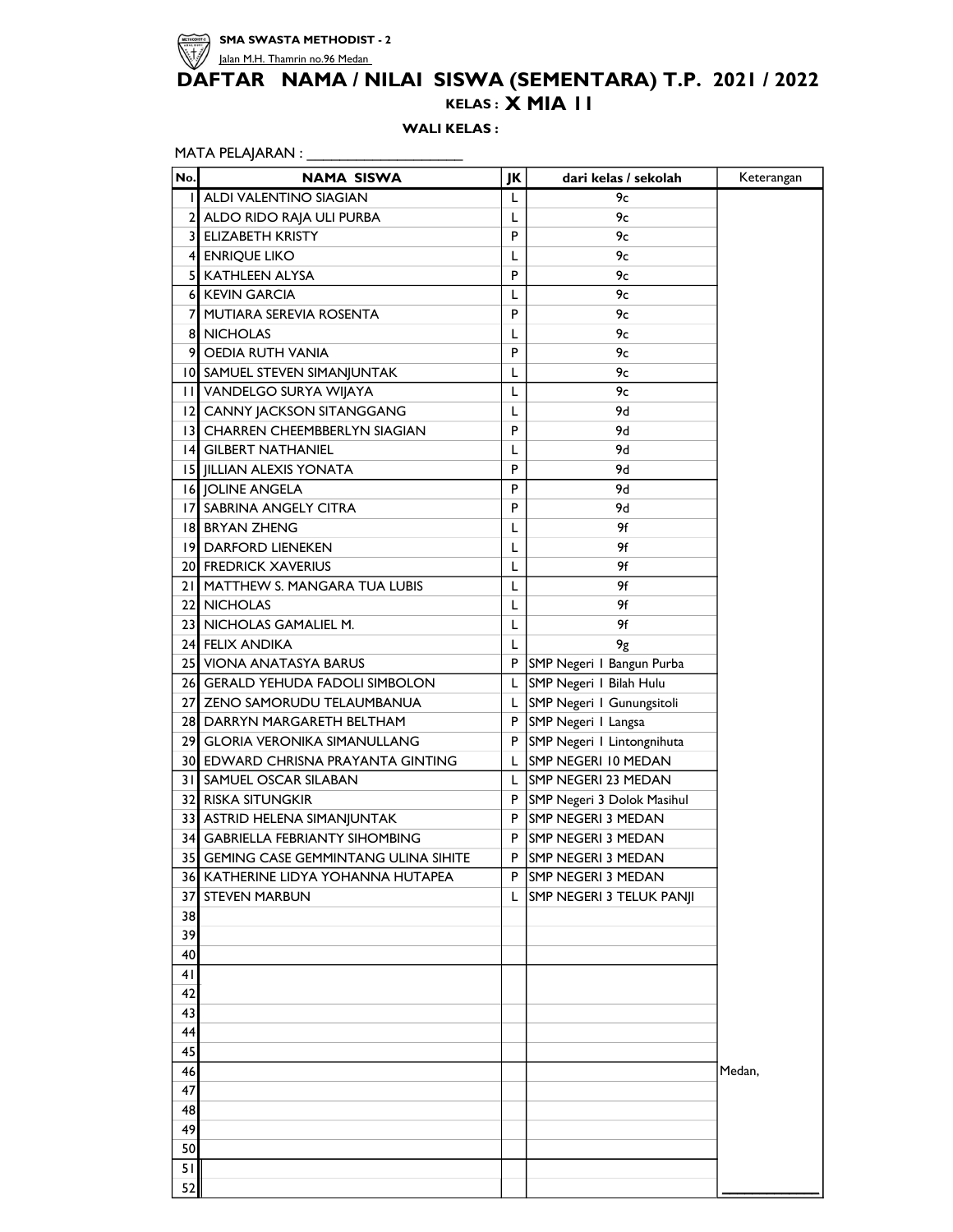**SMA SWASTA METHODIST - 2**

Jalan M.H. Thamrin no.96 Medan

# DAFTAR NAMA / NILAI SISWA (SEMENTARA) T.P. 2021 / 2022

**KELAS : X MIA 11**

**WALI KELAS :**

MATA PELAJARAN : ____________________

| No. | NAMA SISWA | JK | dari kelas / sekolah | Keterangan |
|---|---|---|---|---|
| 1 | ALDI VALENTINO SIAGIAN | L | 9c | |
| 2 | ALDO RIDO RAJA ULI PURBA | L | 9c | |
| 3 | ELIZABETH KRISTY | P | 9c | |
| 4 | ENRIQUE LIKO | L | 9c | |
| 5 | KATHLEEN ALYSA | P | 9c | |
| 6 | KEVIN GARCIA | L | 9c | |
| 7 | MUTIARA SEREVIA ROSENTA | P | 9c | |
| 8 | NICHOLAS | L | 9c | |
| 9 | OEDIA RUTH VANIA | P | 9c | |
| 10 | SAMUEL STEVEN SIMANJUNTAK | L | 9c | |
| 11 | VANDELGO SURYA WIJAYA | L | 9c | |
| 12 | CANNY JACKSON SITANGGANG | L | 9d | |
| 13 | CHARREN CHEEMBBERLYN SIAGIAN | P | 9d | |
| 14 | GILBERT NATHANIEL | L | 9d | |
| 15 | JILLIAN ALEXIS YONATA | P | 9d | |
| 16 | JOLINE ANGELA | P | 9d | |
| 17 | SABRINA ANGELY CITRA | P | 9d | |
| 18 | BRYAN ZHENG | L | 9f | |
| 19 | DARFORD LIENEKEN | L | 9f | |
| 20 | FREDRICK XAVERIUS | L | 9f | |
| 21 | MATTHEW S. MANGARA TUA LUBIS | L | 9f | |
| 22 | NICHOLAS | L | 9f | |
| 23 | NICHOLAS GAMALIEL M. | L | 9f | |
| 24 | FELIX ANDIKA | L | 9g | |
| 25 | VIONA ANATASYA BARUS | P | SMP Negeri 1 Bangun Purba | |
| 26 | GERALD YEHUDA FADOLI SIMBOLON | L | SMP Negeri 1 Bilah Hulu | |
| 27 | ZENO SAMORUDU TELAUMBANUA | L | SMP Negeri 1 Gunungsitoli | |
| 28 | DARRYN MARGARETH BELTHAM | P | SMP Negeri 1 Langsa | |
| 29 | GLORIA VERONIKA SIMANULLANG | P | SMP Negeri 1 Lintongnihuta | |
| 30 | EDWARD CHRISNA PRAYANTA GINTING | L | SMP NEGERI 10 MEDAN | |
| 31 | SAMUEL OSCAR SILABAN | L | SMP NEGERI 23 MEDAN | |
| 32 | RISKA SITUNGKIR | P | SMP Negeri 3 Dolok Masihul | |
| 33 | ASTRID HELENA SIMANJUNTAK | P | SMP NEGERI 3 MEDAN | |
| 34 | GABRIELLA FEBRIANTY SIHOMBING | P | SMP NEGERI 3 MEDAN | |
| 35 | GEMING CASE GEMMINTANG ULINA SIHITE | P | SMP NEGERI 3 MEDAN | |
| 36 | KATHERINE LIDYA YOHANNA HUTAPEA | P | SMP NEGERI 3 MEDAN | |
| 37 | STEVEN MARBUN | L | SMP NEGERI 3 TELUK PANJI | |
| 38 | | | | |
| 39 | | | | |
| 40 | | | | |
| 41 | | | | |
| 42 | | | | |
| 43 | | | | |
| 44 | | | | |
| 45 | | | | |
| 46 | | | | Medan, |
| 47 | | | | |
| 48 | | | | |
| 49 | | | | |
| 50 | | | | |
| 51 | | | | |
| 52 | | | | ____________ |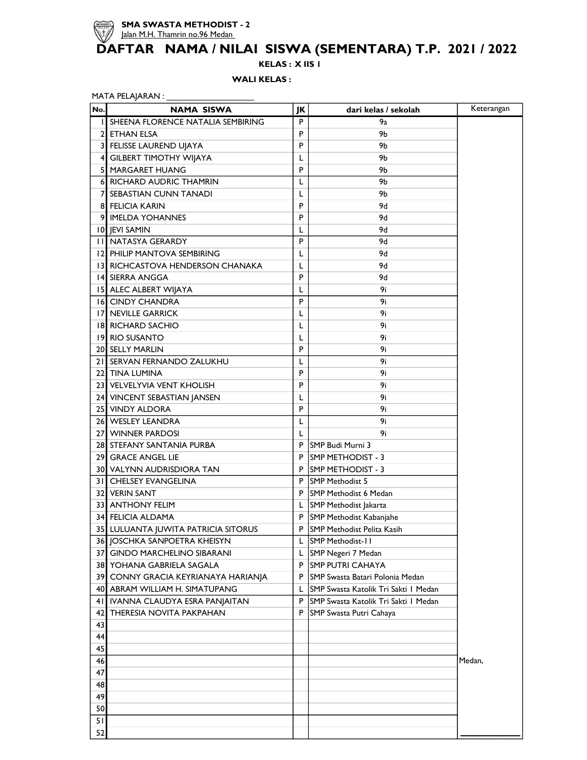**SMA SWASTA METHODIST - 2**
Jalan M.H. Thamrin no.96 Medan

# DAFTAR NAMA / NILAI SISWA (SEMENTARA) T.P. 2021 / 2022

**KELAS : X IIS 1**

**WALI KELAS :**

MATA PELAJARAN : ____________________

| No. | NAMA SISWA | JK | dari kelas / sekolah | Keterangan |
|---|---|---|---|---|
| 1 | SHEENA FLORENCE NATALIA SEMBIRING | P | 9a | |
| 2 | ETHAN ELSA | P | 9b | |
| 3 | FELISSE LAUREND UJAYA | P | 9b | |
| 4 | GILBERT TIMOTHY WIJAYA | L | 9b | |
| 5 | MARGARET HUANG | P | 9b | |
| 6 | RICHARD AUDRIC THAMRIN | L | 9b | |
| 7 | SEBASTIAN CUNN TANADI | L | 9b | |
| 8 | FELICIA KARIN | P | 9d | |
| 9 | IMELDA YOHANNES | P | 9d | |
| 10 | JEVI SAMIN | L | 9d | |
| 11 | NATASYA GERARDY | P | 9d | |
| 12 | PHILIP MANTOVA SEMBIRING | L | 9d | |
| 13 | RICHCASTOVA HENDERSON CHANAKA | L | 9d | |
| 14 | SIERRA ANGGA | P | 9d | |
| 15 | ALEC ALBERT WIJAYA | L | 9i | |
| 16 | CINDY CHANDRA | P | 9i | |
| 17 | NEVILLE GARRICK | L | 9i | |
| 18 | RICHARD SACHIO | L | 9i | |
| 19 | RIO SUSANTO | L | 9i | |
| 20 | SELLY MARLIN | P | 9i | |
| 21 | SERVAN FERNANDO ZALUKHU | L | 9i | |
| 22 | TINA LUMINA | P | 9i | |
| 23 | VELVELYVIA VENT KHOLISH | P | 9i | |
| 24 | VINCENT SEBASTIAN JANSEN | L | 9i | |
| 25 | VINDY ALDORA | P | 9i | |
| 26 | WESLEY LEANDRA | L | 9i | |
| 27 | WINNER PARDOSI | L | 9i | |
| 28 | STEFANY SANTANIA PURBA | P | SMP Budi Murni 3 | |
| 29 | GRACE ANGEL LIE | P | SMP METHODIST - 3 | |
| 30 | VALYNN AUDRISDIORA TAN | P | SMP METHODIST - 3 | |
| 31 | CHELSEY EVANGELINA | P | SMP Methodist 5 | |
| 32 | VERIN SANT | P | SMP Methodist 6 Medan | |
| 33 | ANTHONY FELIM | L | SMP Methodist Jakarta | |
| 34 | FELICIA ALDAMA | P | SMP Methodist Kabanjahe | |
| 35 | LULUANTA JUWITA PATRICIA SITORUS | P | SMP Methodist Pelita Kasih | |
| 36 | JOSCHKA SANPOETRA KHEISYN | L | SMP Methodist-11 | |
| 37 | GINDO MARCHELINO SIBARANI | L | SMP Negeri 7 Medan | |
| 38 | YOHANA GABRIELA SAGALA | P | SMP PUTRI CAHAYA | |
| 39 | CONNY GRACIA KEYRIANAYA HARIANJA | P | SMP Swasta Batari Polonia Medan | |
| 40 | ABRAM WILLIAM H. SIMATUPANG | L | SMP Swasta Katolik Tri Sakti 1 Medan | |
| 41 | IVANNA CLAUDYA ESRA PANJAITAN | P | SMP Swasta Katolik Tri Sakti 1 Medan | |
| 42 | THERESIA NOVITA PAKPAHAN | P | SMP Swasta Putri Cahaya | |
| 43 | | | | |
| 44 | | | | |
| 45 | | | | |
| 46 | | | | Medan, |
| 47 | | | | |
| 48 | | | | |
| 49 | | | | |
| 50 | | | | |
| 51 | | | | |
| 52 | | | | ______________ |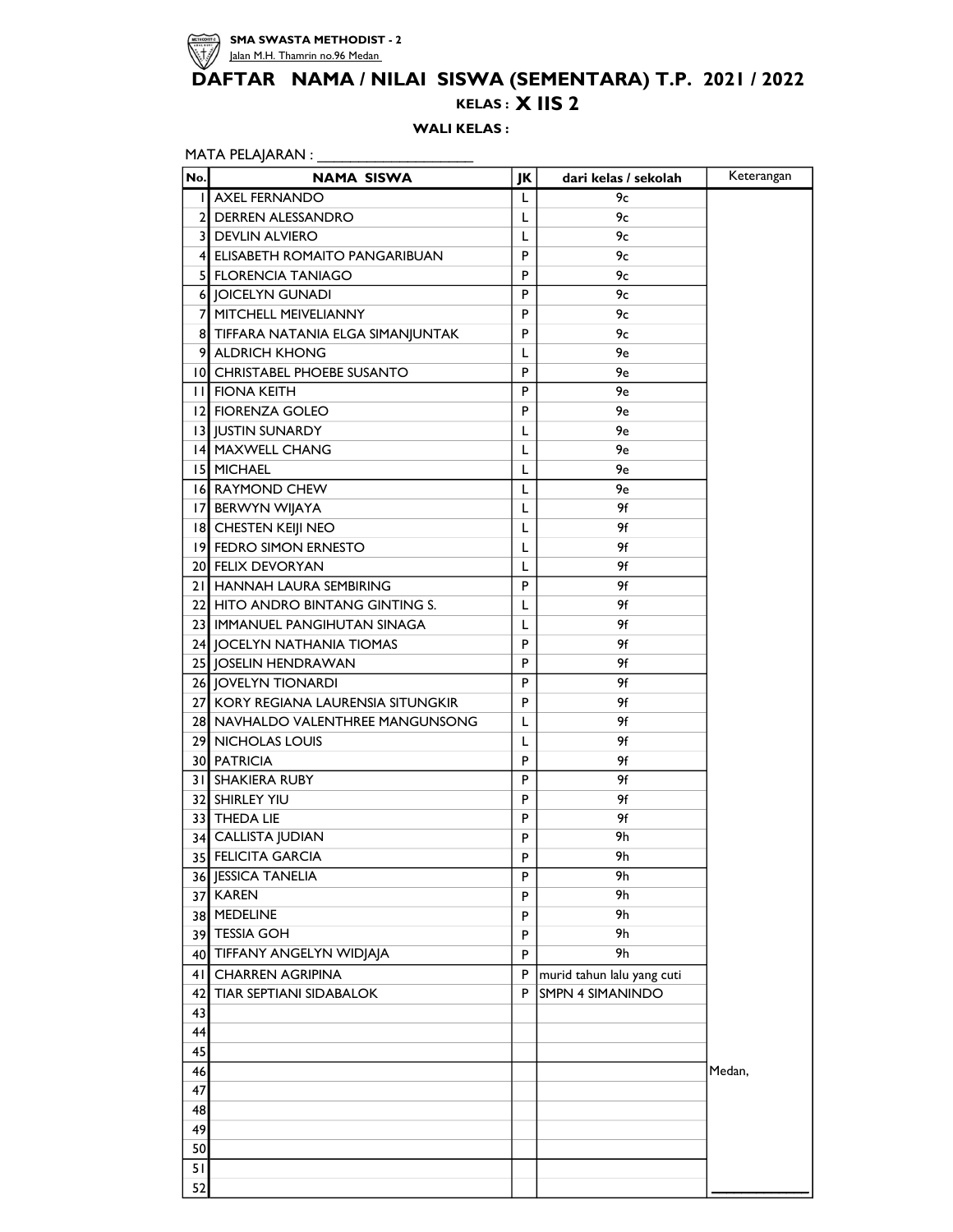**SMA SWASTA METHODIST - 2**
Jalan M.H. Thamrin no.96 Medan

# DAFTAR NAMA / NILAI SISWA (SEMENTARA) T.P. 2021 / 2022

**KELAS : X IIS 2**

**WALI KELAS :**

MATA PELAJARAN : ____________________

| No. | NAMA SISWA | JK | dari kelas / sekolah | Keterangan |
|---|---|---|---|---|
| 1 | AXEL FERNANDO | L | 9c | |
| 2 | DERREN ALESSANDRO | L | 9c | |
| 3 | DEVLIN ALVIERO | L | 9c | |
| 4 | ELISABETH ROMAITO PANGARIBUAN | P | 9c | |
| 5 | FLORENCIA TANIAGO | P | 9c | |
| 6 | JOICELYN GUNADI | P | 9c | |
| 7 | MITCHELL MEIVELIANNY | P | 9c | |
| 8 | TIFFARA NATANIA ELGA SIMANJUNTAK | P | 9c | |
| 9 | ALDRICH KHONG | L | 9e | |
| 10 | CHRISTABEL PHOEBE SUSANTO | P | 9e | |
| 11 | FIONA KEITH | P | 9e | |
| 12 | FIORENZA GOLEO | P | 9e | |
| 13 | JUSTIN SUNARDY | L | 9e | |
| 14 | MAXWELL CHANG | L | 9e | |
| 15 | MICHAEL | L | 9e | |
| 16 | RAYMOND CHEW | L | 9e | |
| 17 | BERWYN WIJAYA | L | 9f | |
| 18 | CHESTEN KEIJI NEO | L | 9f | |
| 19 | FEDRO SIMON ERNESTO | L | 9f | |
| 20 | FELIX DEVORYAN | L | 9f | |
| 21 | HANNAH LAURA SEMBIRING | P | 9f | |
| 22 | HITO ANDRO BINTANG GINTING S. | L | 9f | |
| 23 | IMMANUEL PANGIHUTAN SINAGA | L | 9f | |
| 24 | JOCELYN NATHANIA TIOMAS | P | 9f | |
| 25 | JOSELIN HENDRAWAN | P | 9f | |
| 26 | JOVELYN TIONARDI | P | 9f | |
| 27 | KORY REGIANA LAURENSIA SITUNGKIR | P | 9f | |
| 28 | NAVHALDO VALENTHREE MANGUNSONG | L | 9f | |
| 29 | NICHOLAS LOUIS | L | 9f | |
| 30 | PATRICIA | P | 9f | |
| 31 | SHAKIERA RUBY | P | 9f | |
| 32 | SHIRLEY YIU | P | 9f | |
| 33 | THEDA LIE | P | 9f | |
| 34 | CALLISTA JUDIAN | P | 9h | |
| 35 | FELICITA GARCIA | P | 9h | |
| 36 | JESSICA TANELIA | P | 9h | |
| 37 | KAREN | P | 9h | |
| 38 | MEDELINE | P | 9h | |
| 39 | TESSIA GOH | P | 9h | |
| 40 | TIFFANY ANGELYN WIDJAJA | P | 9h | |
| 41 | CHARREN AGRIPINA | P | murid tahun lalu yang cuti | |
| 42 | TIAR SEPTIANI SIDABALOK | P | SMPN 4 SIMANINDO | |
| 43 | | | | |
| 44 | | | | |
| 45 | | | | |
| 46 | | | | Medan, |
| 47 | | | | |
| 48 | | | | |
| 49 | | | | |
| 50 | | | | |
| 51 | | | | |
| 52 | | | | ____________ |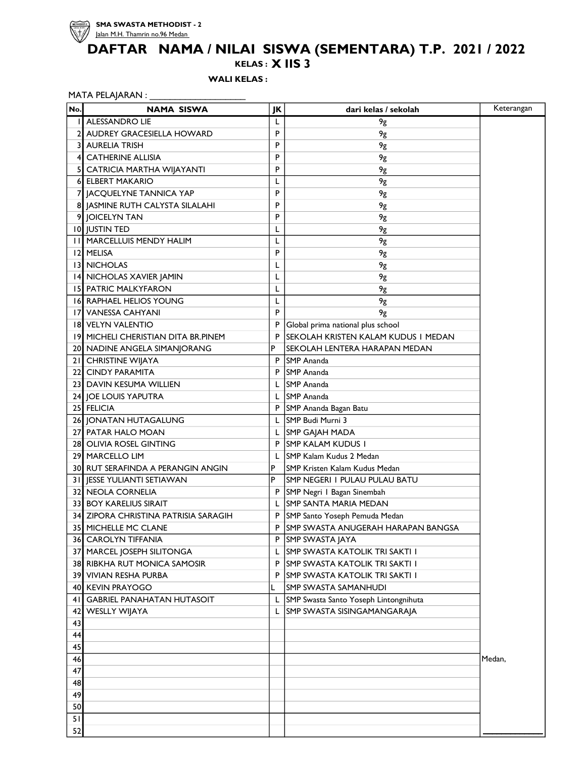**SMA SWASTA METHODIST - 2**
Jalan M.H. Thamrin no.96 Medan

# DAFTAR NAMA / NILAI SISWA (SEMENTARA) T.P. 2021 / 2022

**KELAS : X IIS 3**

**WALI KELAS :**

MATA PELAJARAN : ___________________

| No. | NAMA SISWA | JK | dari kelas / sekolah | Keterangan |
|---|---|---|---|---|
| 1 | ALESSANDRO LIE | L | 9g | |
| 2 | AUDREY GRACESIELLA HOWARD | P | 9g | |
| 3 | AURELIA TRISH | P | 9g | |
| 4 | CATHERINE ALLISIA | P | 9g | |
| 5 | CATRICIA MARTHA WIJAYANTI | P | 9g | |
| 6 | ELBERT MAKARIO | L | 9g | |
| 7 | JACQUELYNE TANNICA YAP | P | 9g | |
| 8 | JASMINE RUTH CALYSTA SILALAHI | P | 9g | |
| 9 | JOICELYN TAN | P | 9g | |
| 10 | JUSTIN TED | L | 9g | |
| 11 | MARCELLUIS MENDY HALIM | L | 9g | |
| 12 | MELISA | P | 9g | |
| 13 | NICHOLAS | L | 9g | |
| 14 | NICHOLAS XAVIER JAMIN | L | 9g | |
| 15 | PATRIC MALKYFARON | L | 9g | |
| 16 | RAPHAEL HELIOS YOUNG | L | 9g | |
| 17 | VANESSA CAHYANI | P | 9g | |
| 18 | VELYN VALENTIO | P | Global prima national plus school | |
| 19 | MICHELI CHERISTIAN DITA BR.PINEM | P | SEKOLAH KRISTEN KALAM KUDUS 1 MEDAN | |
| 20 | NADINE ANGELA SIMANJORANG | P | SEKOLAH LENTERA HARAPAN MEDAN | |
| 21 | CHRISTINE WIJAYA | P | SMP Ananda | |
| 22 | CINDY PARAMITA | P | SMP Ananda | |
| 23 | DAVIN KESUMA WILLIEN | L | SMP Ananda | |
| 24 | JOE LOUIS YAPUTRA | L | SMP Ananda | |
| 25 | FELICIA | P | SMP Ananda Bagan Batu | |
| 26 | JONATAN HUTAGALUNG | L | SMP Budi Murni 3 | |
| 27 | PATAR HALO MOAN | L | SMP GAJAH MADA | |
| 28 | OLIVIA ROSEL GINTING | P | SMP KALAM KUDUS 1 | |
| 29 | MARCELLO LIM | L | SMP Kalam Kudus 2 Medan | |
| 30 | RUT SERAFINDA A PERANGIN ANGIN | P | SMP Kristen Kalam Kudus Medan | |
| 31 | JESSE YULIANTI SETIAWAN | P | SMP NEGERI 1 PULAU PULAU BATU | |
| 32 | NEOLA CORNELIA | P | SMP Negri 1 Bagan Sinembah | |
| 33 | BOY KARELIUS SIRAIT | L | SMP SANTA MARIA MEDAN | |
| 34 | ZIPORA CHRISTINA PATRISIA SARAGIH | P | SMP Santo Yoseph Pemuda Medan | |
| 35 | MICHELLE MC CLANE | P | SMP SWASTA ANUGERAH HARAPAN BANGSA | |
| 36 | CAROLYN TIFFANIA | P | SMP SWASTA JAYA | |
| 37 | MARCEL JOSEPH SILITONGA | L | SMP SWASTA KATOLIK TRI SAKTI 1 | |
| 38 | RIBKHA RUT MONICA SAMOSIR | P | SMP SWASTA KATOLIK TRI SAKTI 1 | |
| 39 | VIVIAN RESHA PURBA | P | SMP SWASTA KATOLIK TRI SAKTI 1 | |
| 40 | KEVIN PRAYOGO | L | SMP SWASTA SAMANHUDI | |
| 41 | GABRIEL PANAHATAN HUTASOIT | L | SMP Swasta Santo Yoseph Lintongnihuta | |
| 42 | WESLLY WIJAYA | L | SMP SWASTA SISINGAMANGARAJA | |
| 43 | | | | |
| 44 | | | | |
| 45 | | | | |
| 46 | | | | Medan, |
| 47 | | | | |
| 48 | | | | |
| 49 | | | | |
| 50 | | | | |
| 51 | | | | |
| 52 | | | | ___________ |